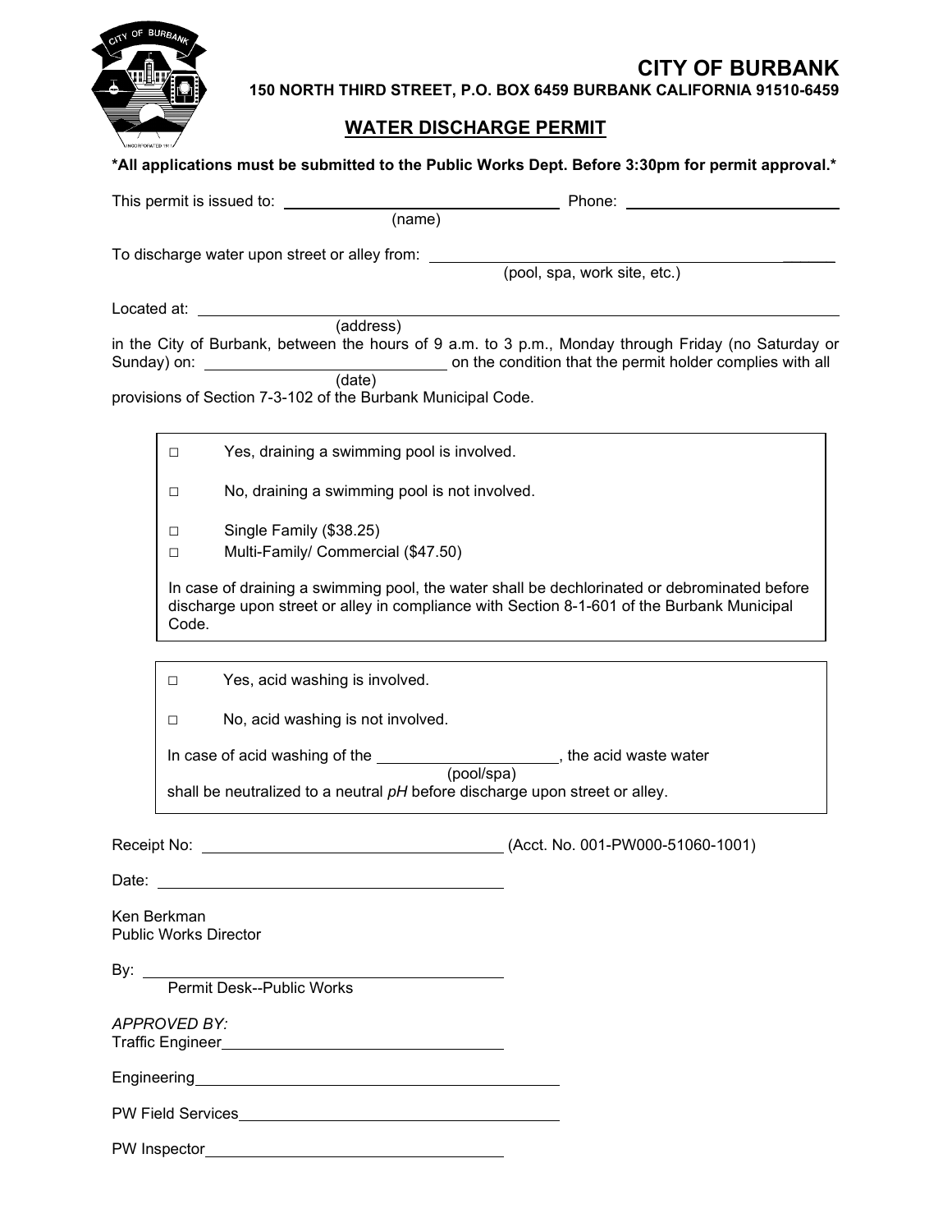# CITY OF BURBANK

**150 NORTH THIRD STREET, P.O. BOX 6459 BURBANK CALIFORNIA 91510-6459**

## WATER DISCHARGE PERMIT

**\*All applications must be submitted to the Public Works Dept. Before 3:30pm for permit approval.\***

This permit is issued to: ______________________________ Phone: ______________________
(name)

To discharge water upon street or alley from: ________________________________________
(pool, spa, work site, etc.)

Located at: ______________________________________________________________
(address)

in the City of Burbank, between the hours of 9 a.m. to 3 p.m., Monday through Friday (no Saturday or Sunday) on: __________________________ on the condition that the permit holder complies with all provisions of Section 7-3-102 of the Burbank Municipal Code.
(date)

- ☐ Yes, draining a swimming pool is involved.
- ☐ No, draining a swimming pool is not involved.
- ☐ Single Family ($38.25)
- ☐ Multi-Family/ Commercial ($47.50)

In case of draining a swimming pool, the water shall be dechlorinated or debrominated before discharge upon street or alley in compliance with Section 8-1-601 of the Burbank Municipal Code.

- ☐ Yes, acid washing is involved.
- ☐ No, acid washing is not involved.

In case of acid washing of the ____________________, the acid waste water shall be neutralized to a neutral *pH* before discharge upon street or alley.
(pool/spa)

Receipt No: ________________________________ (Acct. No. 001-PW000-51060-1001)

Date: ________________________________

Ken Berkman
Public Works Director

By: ________________________________
Permit Desk--Public Works

*APPROVED BY:*

Traffic Engineer ________________________________

Engineering ________________________________

PW Field Services ________________________________

PW Inspector ________________________________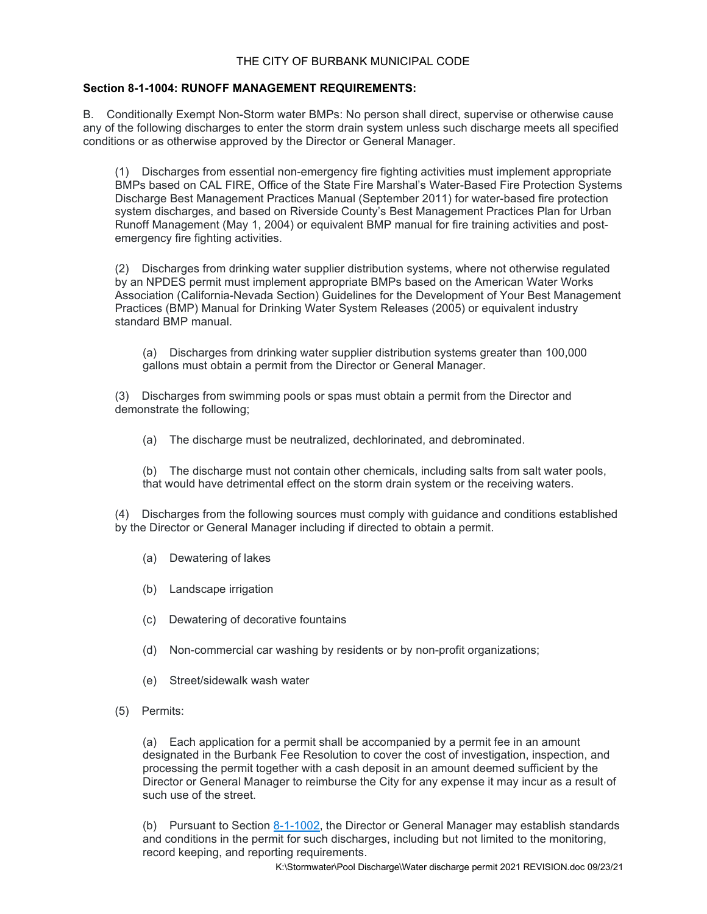THE CITY OF BURBANK MUNICIPAL CODE

**Section 8-1-1004: RUNOFF MANAGEMENT REQUIREMENTS:**

B. Conditionally Exempt Non-Storm water BMPs: No person shall direct, supervise or otherwise cause any of the following discharges to enter the storm drain system unless such discharge meets all specified conditions or as otherwise approved by the Director or General Manager.

(1) Discharges from essential non-emergency fire fighting activities must implement appropriate BMPs based on CAL FIRE, Office of the State Fire Marshal's Water-Based Fire Protection Systems Discharge Best Management Practices Manual (September 2011) for water-based fire protection system discharges, and based on Riverside County's Best Management Practices Plan for Urban Runoff Management (May 1, 2004) or equivalent BMP manual for fire training activities and post-emergency fire fighting activities.

(2) Discharges from drinking water supplier distribution systems, where not otherwise regulated by an NPDES permit must implement appropriate BMPs based on the American Water Works Association (California-Nevada Section) Guidelines for the Development of Your Best Management Practices (BMP) Manual for Drinking Water System Releases (2005) or equivalent industry standard BMP manual.

(a) Discharges from drinking water supplier distribution systems greater than 100,000 gallons must obtain a permit from the Director or General Manager.

(3) Discharges from swimming pools or spas must obtain a permit from the Director and demonstrate the following;

(a) The discharge must be neutralized, dechlorinated, and debrominated.

(b) The discharge must not contain other chemicals, including salts from salt water pools, that would have detrimental effect on the storm drain system or the receiving waters.

(4) Discharges from the following sources must comply with guidance and conditions established by the Director or General Manager including if directed to obtain a permit.

(a) Dewatering of lakes

(b) Landscape irrigation

(c) Dewatering of decorative fountains

(d) Non-commercial car washing by residents or by non-profit organizations;

(e) Street/sidewalk wash water

(5) Permits:

(a) Each application for a permit shall be accompanied by a permit fee in an amount designated in the Burbank Fee Resolution to cover the cost of investigation, inspection, and processing the permit together with a cash deposit in an amount deemed sufficient by the Director or General Manager to reimburse the City for any expense it may incur as a result of such use of the street.

(b) Pursuant to Section 8-1-1002, the Director or General Manager may establish standards and conditions in the permit for such discharges, including but not limited to the monitoring, record keeping, and reporting requirements.

K:\Stormwater\Pool Discharge\Water discharge permit 2021 REVISION.doc 09/23/21